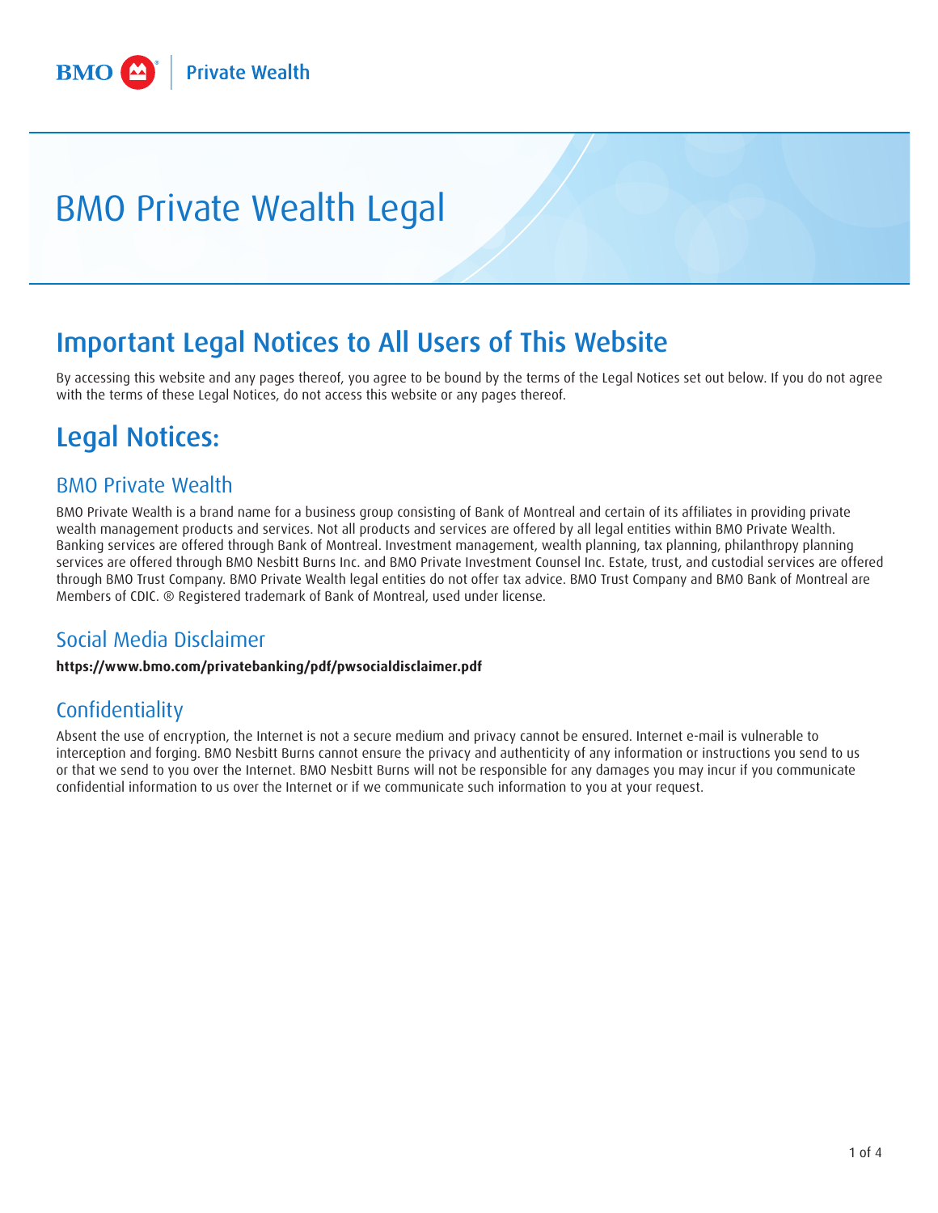BMO Private Wealth

# BMO Private Wealth Legal

## Important Legal Notices to All Users of This Website

By accessing this website and any pages thereof, you agree to be bound by the terms of the Legal Notices set out below. If you do not agree with the terms of these Legal Notices, do not access this website or any pages thereof.

## Legal Notices:

### BMO Private Wealth

BMO Private Wealth is a brand name for a business group consisting of Bank of Montreal and certain of its affiliates in providing private wealth management products and services. Not all products and services are offered by all legal entities within BMO Private Wealth. Banking services are offered through Bank of Montreal. Investment management, wealth planning, tax planning, philanthropy planning services are offered through BMO Nesbitt Burns Inc. and BMO Private Investment Counsel Inc. Estate, trust, and custodial services are offered through BMO Trust Company. BMO Private Wealth legal entities do not offer tax advice. BMO Trust Company and BMO Bank of Montreal are Members of CDIC. ® Registered trademark of Bank of Montreal, used under license.

### Social Media Disclaimer

**https://www.bmo.com/privatebanking/pdf/pwsocialdisclaimer.pdf**

### Confidentiality

Absent the use of encryption, the Internet is not a secure medium and privacy cannot be ensured. Internet e-mail is vulnerable to interception and forging. BMO Nesbitt Burns cannot ensure the privacy and authenticity of any information or instructions you send to us or that we send to you over the Internet. BMO Nesbitt Burns will not be responsible for any damages you may incur if you communicate confidential information to us over the Internet or if we communicate such information to you at your request.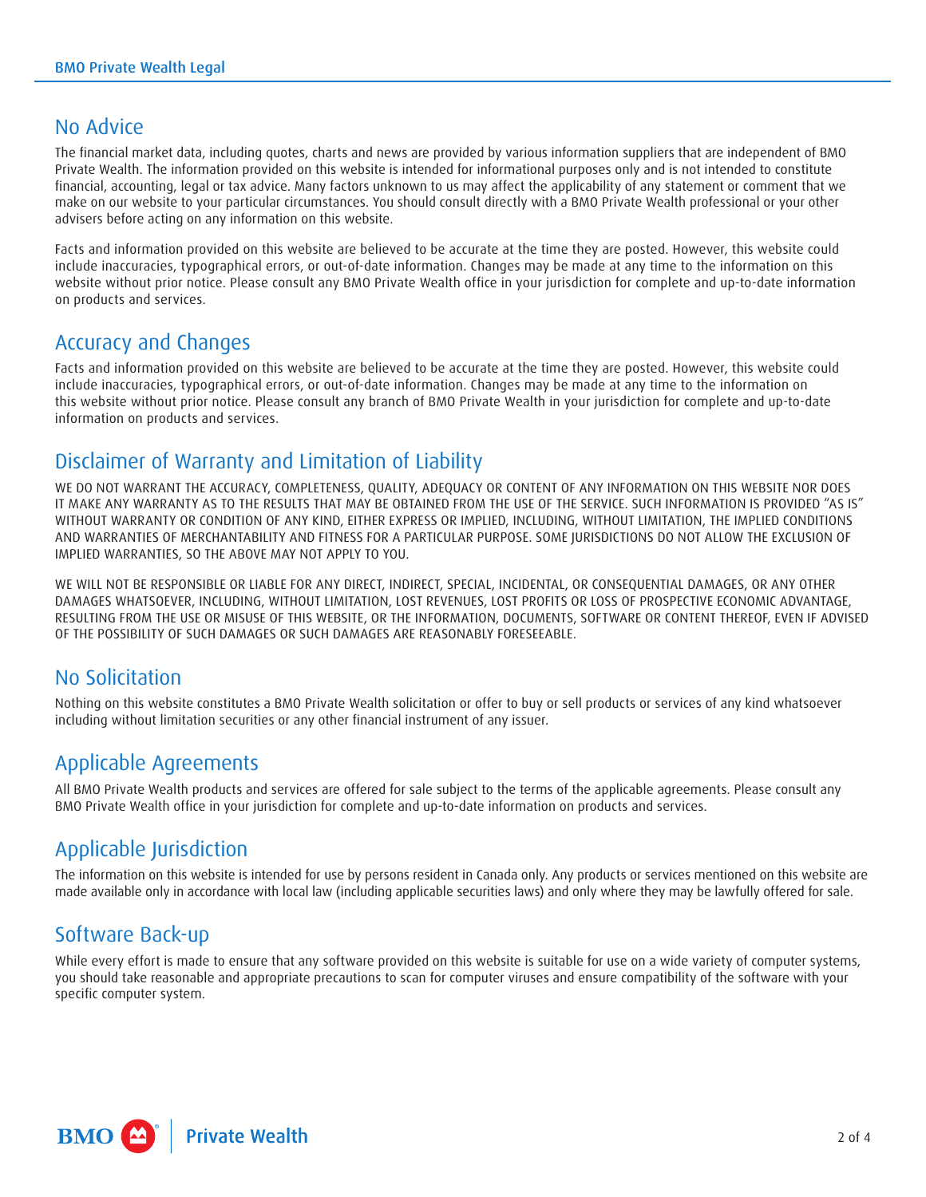## No Advice

The financial market data, including quotes, charts and news are provided by various information suppliers that are independent of BMO Private Wealth. The information provided on this website is intended for informational purposes only and is not intended to constitute financial, accounting, legal or tax advice. Many factors unknown to us may affect the applicability of any statement or comment that we make on our website to your particular circumstances. You should consult directly with a BMO Private Wealth professional or your other advisers before acting on any information on this website.

Facts and information provided on this website are believed to be accurate at the time they are posted. However, this website could include inaccuracies, typographical errors, or out-of-date information. Changes may be made at any time to the information on this website without prior notice. Please consult any BMO Private Wealth office in your jurisdiction for complete and up-to-date information on products and services.

## Accuracy and Changes

Facts and information provided on this website are believed to be accurate at the time they are posted. However, this website could include inaccuracies, typographical errors, or out-of-date information. Changes may be made at any time to the information on this website without prior notice. Please consult any branch of BMO Private Wealth in your jurisdiction for complete and up-to-date information on products and services.

## Disclaimer of Warranty and Limitation of Liability

WE DO NOT WARRANT THE ACCURACY, COMPLETENESS, QUALITY, ADEQUACY OR CONTENT OF ANY INFORMATION ON THIS WEBSITE NOR DOES IT MAKE ANY WARRANTY AS TO THE RESULTS THAT MAY BE OBTAINED FROM THE USE OF THE SERVICE. SUCH INFORMATION IS PROVIDED "AS IS" WITHOUT WARRANTY OR CONDITION OF ANY KIND, EITHER EXPRESS OR IMPLIED, INCLUDING, WITHOUT LIMITATION, THE IMPLIED CONDITIONS AND WARRANTIES OF MERCHANTABILITY AND FITNESS FOR A PARTICULAR PURPOSE. SOME JURISDICTIONS DO NOT ALLOW THE EXCLUSION OF IMPLIED WARRANTIES, SO THE ABOVE MAY NOT APPLY TO YOU.

WE WILL NOT BE RESPONSIBLE OR LIABLE FOR ANY DIRECT, INDIRECT, SPECIAL, INCIDENTAL, OR CONSEQUENTIAL DAMAGES, OR ANY OTHER DAMAGES WHATSOEVER, INCLUDING, WITHOUT LIMITATION, LOST REVENUES, LOST PROFITS OR LOSS OF PROSPECTIVE ECONOMIC ADVANTAGE, RESULTING FROM THE USE OR MISUSE OF THIS WEBSITE, OR THE INFORMATION, DOCUMENTS, SOFTWARE OR CONTENT THEREOF, EVEN IF ADVISED OF THE POSSIBILITY OF SUCH DAMAGES OR SUCH DAMAGES ARE REASONABLY FORESEEABLE.

## No Solicitation

Nothing on this website constitutes a BMO Private Wealth solicitation or offer to buy or sell products or services of any kind whatsoever including without limitation securities or any other financial instrument of any issuer.

## Applicable Agreements

All BMO Private Wealth products and services are offered for sale subject to the terms of the applicable agreements. Please consult any BMO Private Wealth office in your jurisdiction for complete and up-to-date information on products and services.

## Applicable Jurisdiction

The information on this website is intended for use by persons resident in Canada only. Any products or services mentioned on this website are made available only in accordance with local law (including applicable securities laws) and only where they may be lawfully offered for sale.

## Software Back-up

While every effort is made to ensure that any software provided on this website is suitable for use on a wide variety of computer systems, you should take reasonable and appropriate precautions to scan for computer viruses and ensure compatibility of the software with your specific computer system.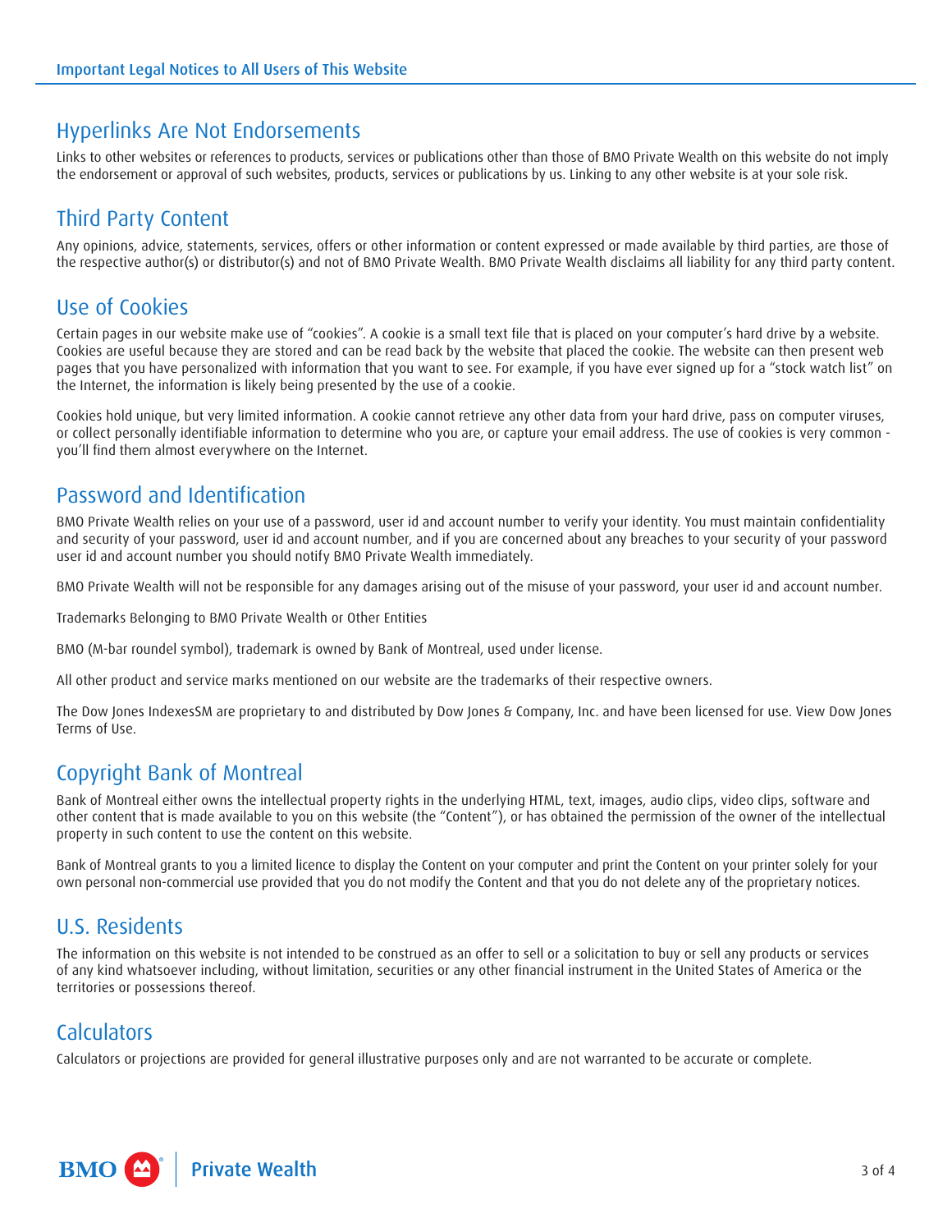## Hyperlinks Are Not Endorsements

Links to other websites or references to products, services or publications other than those of BMO Private Wealth on this website do not imply the endorsement or approval of such websites, products, services or publications by us. Linking to any other website is at your sole risk.

## Third Party Content

Any opinions, advice, statements, services, offers or other information or content expressed or made available by third parties, are those of the respective author(s) or distributor(s) and not of BMO Private Wealth. BMO Private Wealth disclaims all liability for any third party content.

## Use of Cookies

Certain pages in our website make use of "cookies". A cookie is a small text file that is placed on your computer's hard drive by a website. Cookies are useful because they are stored and can be read back by the website that placed the cookie. The website can then present web pages that you have personalized with information that you want to see. For example, if you have ever signed up for a "stock watch list" on the Internet, the information is likely being presented by the use of a cookie.

Cookies hold unique, but very limited information. A cookie cannot retrieve any other data from your hard drive, pass on computer viruses, or collect personally identifiable information to determine who you are, or capture your email address. The use of cookies is very common - you'll find them almost everywhere on the Internet.

## Password and Identification

BMO Private Wealth relies on your use of a password, user id and account number to verify your identity. You must maintain confidentiality and security of your password, user id and account number, and if you are concerned about any breaches to your security of your password user id and account number you should notify BMO Private Wealth immediately.

BMO Private Wealth will not be responsible for any damages arising out of the misuse of your password, your user id and account number.

Trademarks Belonging to BMO Private Wealth or Other Entities

BMO (M-bar roundel symbol), trademark is owned by Bank of Montreal, used under license.

All other product and service marks mentioned on our website are the trademarks of their respective owners.

The Dow Jones IndexesSM are proprietary to and distributed by Dow Jones & Company, Inc. and have been licensed for use. View Dow Jones Terms of Use.

## Copyright Bank of Montreal

Bank of Montreal either owns the intellectual property rights in the underlying HTML, text, images, audio clips, video clips, software and other content that is made available to you on this website (the "Content"), or has obtained the permission of the owner of the intellectual property in such content to use the content on this website.

Bank of Montreal grants to you a limited licence to display the Content on your computer and print the Content on your printer solely for your own personal non-commercial use provided that you do not modify the Content and that you do not delete any of the proprietary notices.

## U.S. Residents

The information on this website is not intended to be construed as an offer to sell or a solicitation to buy or sell any products or services of any kind whatsoever including, without limitation, securities or any other financial instrument in the United States of America or the territories or possessions thereof.

## Calculators

Calculators or projections are provided for general illustrative purposes only and are not warranted to be accurate or complete.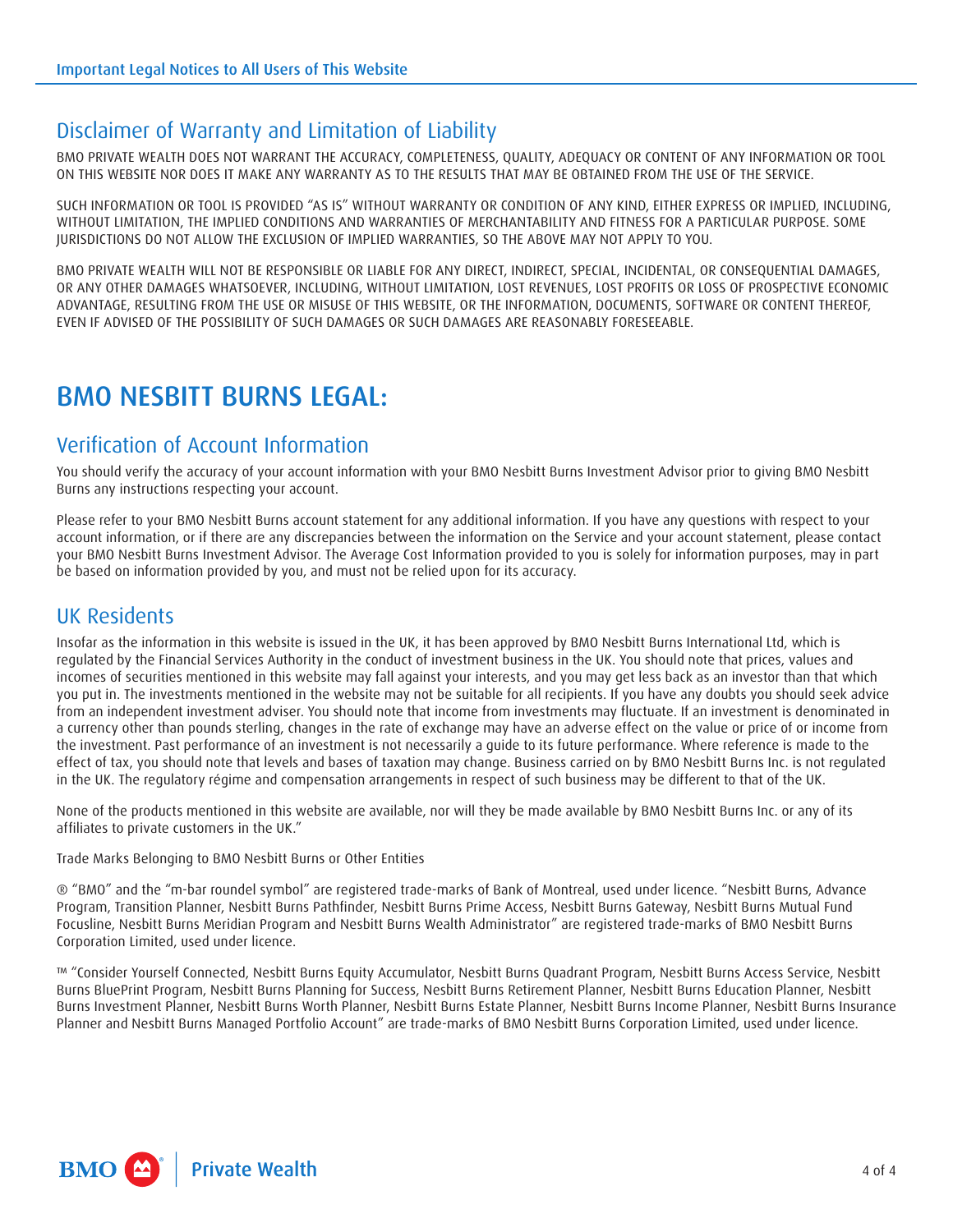## Disclaimer of Warranty and Limitation of Liability

BMO PRIVATE WEALTH DOES NOT WARRANT THE ACCURACY, COMPLETENESS, QUALITY, ADEQUACY OR CONTENT OF ANY INFORMATION OR TOOL ON THIS WEBSITE NOR DOES IT MAKE ANY WARRANTY AS TO THE RESULTS THAT MAY BE OBTAINED FROM THE USE OF THE SERVICE.

SUCH INFORMATION OR TOOL IS PROVIDED "AS IS" WITHOUT WARRANTY OR CONDITION OF ANY KIND, EITHER EXPRESS OR IMPLIED, INCLUDING, WITHOUT LIMITATION, THE IMPLIED CONDITIONS AND WARRANTIES OF MERCHANTABILITY AND FITNESS FOR A PARTICULAR PURPOSE. SOME JURISDICTIONS DO NOT ALLOW THE EXCLUSION OF IMPLIED WARRANTIES, SO THE ABOVE MAY NOT APPLY TO YOU.

BMO PRIVATE WEALTH WILL NOT BE RESPONSIBLE OR LIABLE FOR ANY DIRECT, INDIRECT, SPECIAL, INCIDENTAL, OR CONSEQUENTIAL DAMAGES, OR ANY OTHER DAMAGES WHATSOEVER, INCLUDING, WITHOUT LIMITATION, LOST REVENUES, LOST PROFITS OR LOSS OF PROSPECTIVE ECONOMIC ADVANTAGE, RESULTING FROM THE USE OR MISUSE OF THIS WEBSITE, OR THE INFORMATION, DOCUMENTS, SOFTWARE OR CONTENT THEREOF, EVEN IF ADVISED OF THE POSSIBILITY OF SUCH DAMAGES OR SUCH DAMAGES ARE REASONABLY FORESEEABLE.

# BMO NESBITT BURNS LEGAL:

## Verification of Account Information

You should verify the accuracy of your account information with your BMO Nesbitt Burns Investment Advisor prior to giving BMO Nesbitt Burns any instructions respecting your account.

Please refer to your BMO Nesbitt Burns account statement for any additional information. If you have any questions with respect to your account information, or if there are any discrepancies between the information on the Service and your account statement, please contact your BMO Nesbitt Burns Investment Advisor. The Average Cost Information provided to you is solely for information purposes, may in part be based on information provided by you, and must not be relied upon for its accuracy.

## UK Residents

Insofar as the information in this website is issued in the UK, it has been approved by BMO Nesbitt Burns International Ltd, which is regulated by the Financial Services Authority in the conduct of investment business in the UK. You should note that prices, values and incomes of securities mentioned in this website may fall against your interests, and you may get less back as an investor than that which you put in. The investments mentioned in the website may not be suitable for all recipients. If you have any doubts you should seek advice from an independent investment adviser. You should note that income from investments may fluctuate. If an investment is denominated in a currency other than pounds sterling, changes in the rate of exchange may have an adverse effect on the value or price of or income from the investment. Past performance of an investment is not necessarily a guide to its future performance. Where reference is made to the effect of tax, you should note that levels and bases of taxation may change. Business carried on by BMO Nesbitt Burns Inc. is not regulated in the UK. The regulatory régime and compensation arrangements in respect of such business may be different to that of the UK.

None of the products mentioned in this website are available, nor will they be made available by BMO Nesbitt Burns Inc. or any of its affiliates to private customers in the UK."

Trade Marks Belonging to BMO Nesbitt Burns or Other Entities

® "BMO" and the "m-bar roundel symbol" are registered trade-marks of Bank of Montreal, used under licence. "Nesbitt Burns, Advance Program, Transition Planner, Nesbitt Burns Pathfinder, Nesbitt Burns Prime Access, Nesbitt Burns Gateway, Nesbitt Burns Mutual Fund Focusline, Nesbitt Burns Meridian Program and Nesbitt Burns Wealth Administrator" are registered trade-marks of BMO Nesbitt Burns Corporation Limited, used under licence.

™ "Consider Yourself Connected, Nesbitt Burns Equity Accumulator, Nesbitt Burns Quadrant Program, Nesbitt Burns Access Service, Nesbitt Burns BluePrint Program, Nesbitt Burns Planning for Success, Nesbitt Burns Retirement Planner, Nesbitt Burns Education Planner, Nesbitt Burns Investment Planner, Nesbitt Burns Worth Planner, Nesbitt Burns Estate Planner, Nesbitt Burns Income Planner, Nesbitt Burns Insurance Planner and Nesbitt Burns Managed Portfolio Account" are trade-marks of BMO Nesbitt Burns Corporation Limited, used under licence.